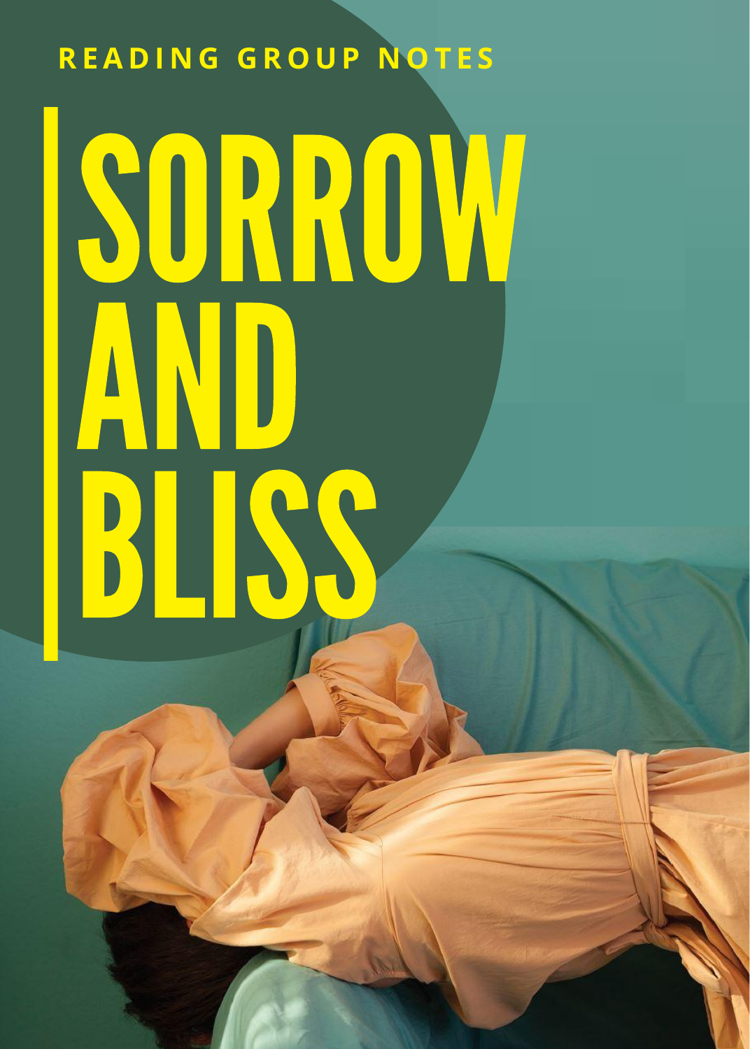READING GROUP NOTES

# SORROW AND BLISS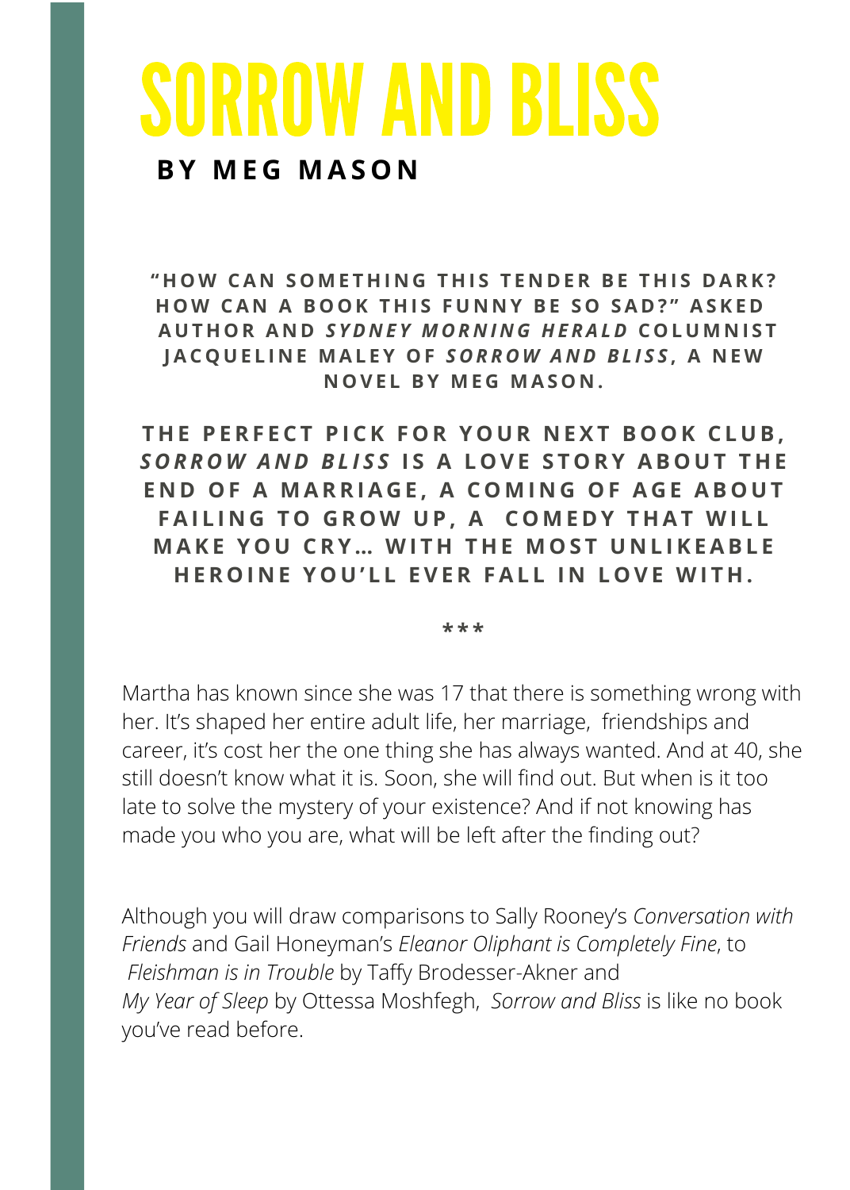# SORROW AND BLISS

**BY MEG MASON**

**"HOW CAN SOMETHING THIS TENDER BE THIS DARK? HOW CAN A BOOK THIS FUNNY BE SO SAD?" ASKED AUTHOR AND *SYDNEY MORNING HERALD* COLUMNIST JACQUELINE MALEY OF *SORROW AND BLISS*, A NEW NOVEL BY MEG MASON.**

**THE PERFECT PICK FOR YOUR NEXT BOOK CLUB, *SORROW AND BLISS* IS A LOVE STORY ABOUT THE END OF A MARRIAGE, A COMING OF AGE ABOUT FAILING TO GROW UP, A COMEDY THAT WILL MAKE YOU CRY… WITH THE MOST UNLIKEABLE HEROINE YOU'LL EVER FALL IN LOVE WITH.**

***

Martha has known since she was 17 that there is something wrong with her. It's shaped her entire adult life, her marriage, friendships and career, it's cost her the one thing she has always wanted. And at 40, she still doesn't know what it is. Soon, she will find out. But when is it too late to solve the mystery of your existence? And if not knowing has made you who you are, what will be left after the finding out?

Although you will draw comparisons to Sally Rooney's *Conversation with Friends* and Gail Honeyman's *Eleanor Oliphant is Completely Fine*, to *Fleishman is in Trouble* by Taffy Brodesser-Akner and *My Year of Sleep* by Ottessa Moshfegh, *Sorrow and Bliss* is like no book you've read before.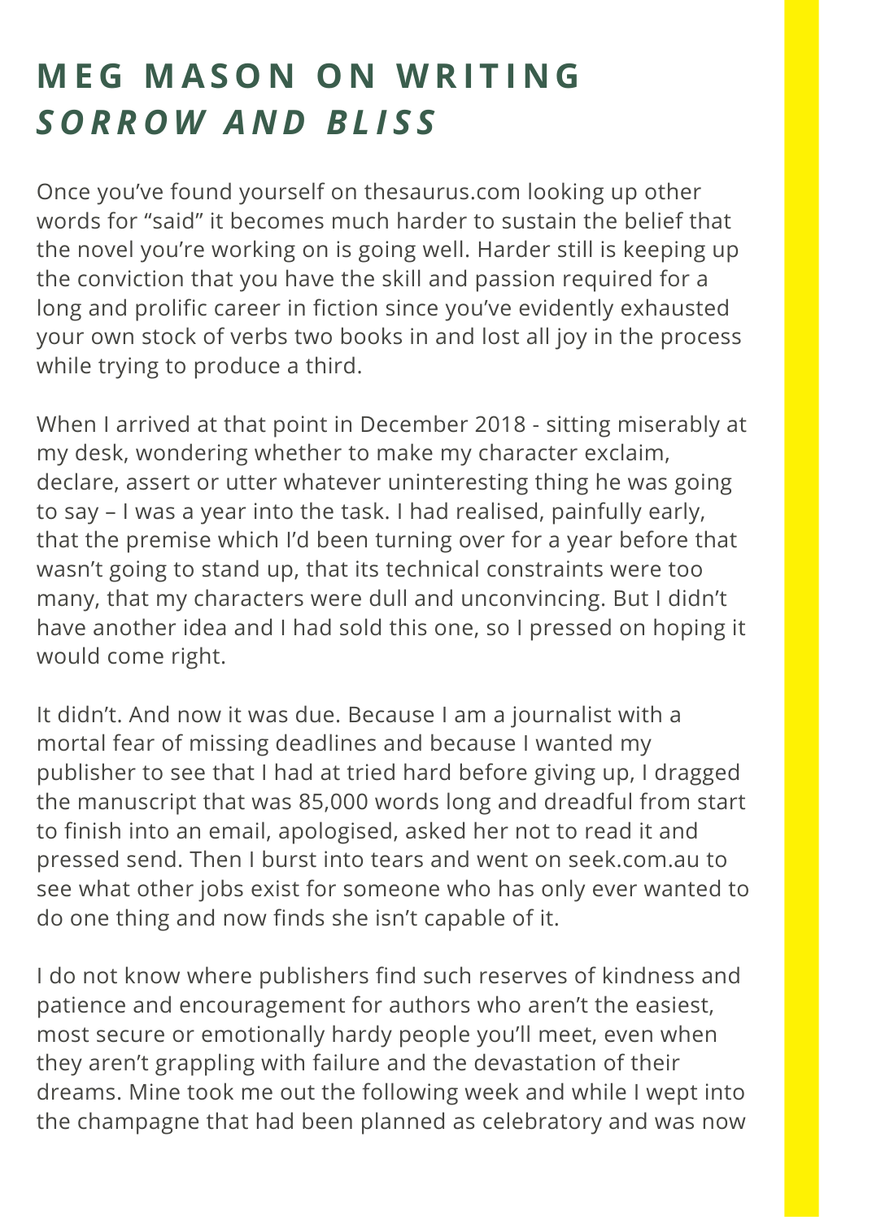# MEG MASON ON WRITING *SORROW AND BLISS*

Once you've found yourself on thesaurus.com looking up other words for "said" it becomes much harder to sustain the belief that the novel you're working on is going well. Harder still is keeping up the conviction that you have the skill and passion required for a long and prolific career in fiction since you've evidently exhausted your own stock of verbs two books in and lost all joy in the process while trying to produce a third.

When I arrived at that point in December 2018 - sitting miserably at my desk, wondering whether to make my character exclaim, declare, assert or utter whatever uninteresting thing he was going to say – I was a year into the task. I had realised, painfully early, that the premise which I'd been turning over for a year before that wasn't going to stand up, that its technical constraints were too many, that my characters were dull and unconvincing. But I didn't have another idea and I had sold this one, so I pressed on hoping it would come right.

It didn't. And now it was due. Because I am a journalist with a mortal fear of missing deadlines and because I wanted my publisher to see that I had at tried hard before giving up, I dragged the manuscript that was 85,000 words long and dreadful from start to finish into an email, apologised, asked her not to read it and pressed send. Then I burst into tears and went on seek.com.au to see what other jobs exist for someone who has only ever wanted to do one thing and now finds she isn't capable of it.

I do not know where publishers find such reserves of kindness and patience and encouragement for authors who aren't the easiest, most secure or emotionally hardy people you'll meet, even when they aren't grappling with failure and the devastation of their dreams. Mine took me out the following week and while I wept into the champagne that had been planned as celebratory and was now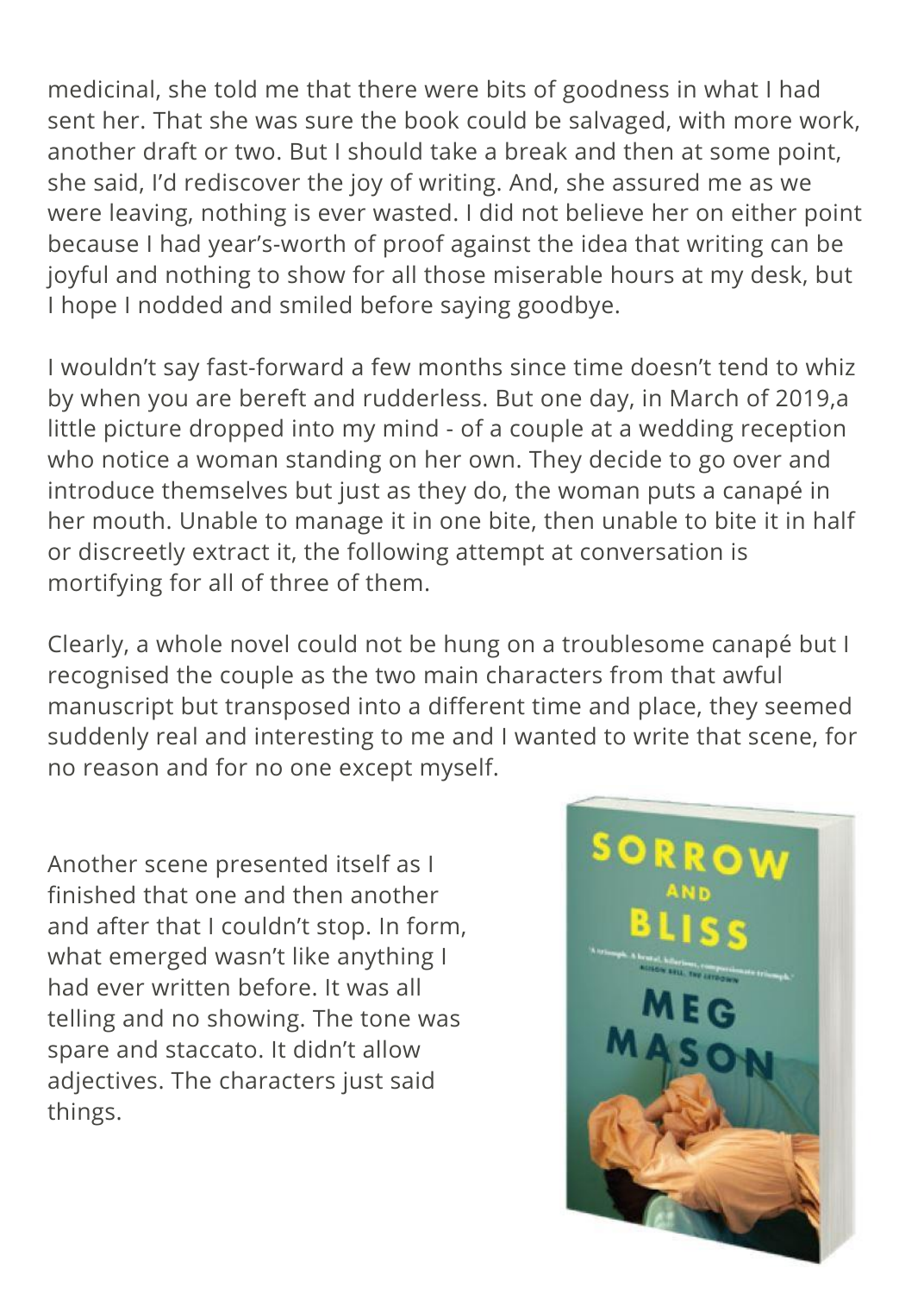medicinal, she told me that there were bits of goodness in what I had sent her. That she was sure the book could be salvaged, with more work, another draft or two. But I should take a break and then at some point, she said, I'd rediscover the joy of writing. And, she assured me as we were leaving, nothing is ever wasted. I did not believe her on either point because I had year's-worth of proof against the idea that writing can be joyful and nothing to show for all those miserable hours at my desk, but I hope I nodded and smiled before saying goodbye.

I wouldn't say fast-forward a few months since time doesn't tend to whiz by when you are bereft and rudderless. But one day, in March of 2019,a little picture dropped into my mind - of a couple at a wedding reception who notice a woman standing on her own. They decide to go over and introduce themselves but just as they do, the woman puts a canapé in her mouth. Unable to manage it in one bite, then unable to bite it in half or discreetly extract it, the following attempt at conversation is mortifying for all of three of them.

Clearly, a whole novel could not be hung on a troublesome canapé but I recognised the couple as the two main characters from that awful manuscript but transposed into a different time and place, they seemed suddenly real and interesting to me and I wanted to write that scene, for no reason and for no one except myself.

Another scene presented itself as I finished that one and then another and after that I couldn't stop. In form, what emerged wasn't like anything I had ever written before. It was all telling and no showing. The tone was spare and staccato. It didn't allow adjectives. The characters just said things.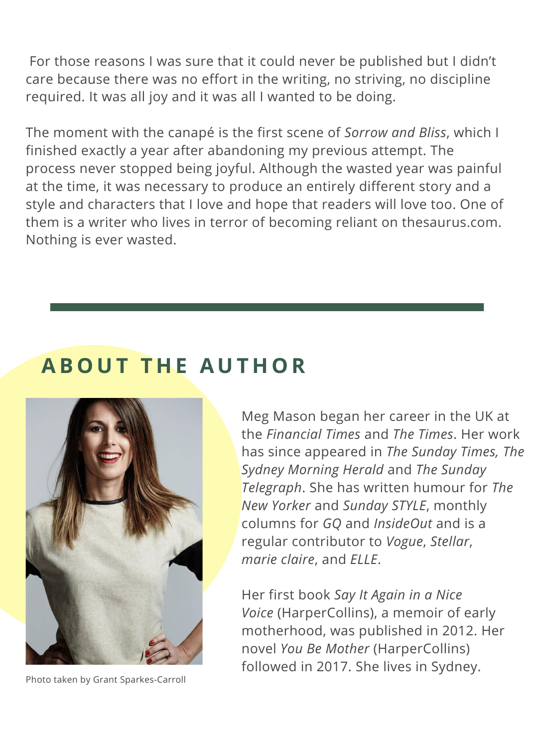For those reasons I was sure that it could never be published but I didn't care because there was no effort in the writing, no striving, no discipline required. It was all joy and it was all I wanted to be doing.

The moment with the canapé is the first scene of *Sorrow and Bliss*, which I finished exactly a year after abandoning my previous attempt. The process never stopped being joyful. Although the wasted year was painful at the time, it was necessary to produce an entirely different story and a style and characters that I love and hope that readers will love too. One of them is a writer who lives in terror of becoming reliant on thesaurus.com. Nothing is ever wasted.

---

## ABOUT THE AUTHOR

Photo taken by Grant Sparkes-Carroll

Meg Mason began her career in the UK at the *Financial Times* and *The Times*. Her work has since appeared in *The Sunday Times, The Sydney Morning Herald* and *The Sunday Telegraph*. She has written humour for *The New Yorker* and *Sunday STYLE*, monthly columns for *GQ* and *InsideOut* and is a regular contributor to *Vogue*, *Stellar*, *marie claire*, and *ELLE*.

Her first book *Say It Again in a Nice Voice* (HarperCollins), a memoir of early motherhood, was published in 2012. Her novel *You Be Mother* (HarperCollins) followed in 2017. She lives in Sydney.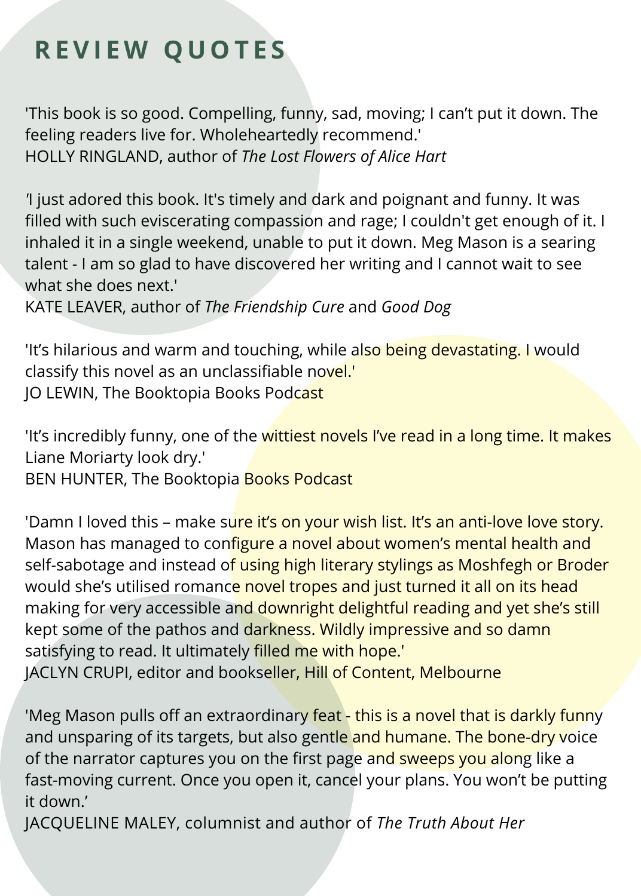# REVIEW QUOTES

'This book is so good. Compelling, funny, sad, moving; I can't put it down. The feeling readers live for. Wholeheartedly recommend.'
HOLLY RINGLAND, author of *The Lost Flowers of Alice Hart*

'I just adored this book. It's timely and dark and poignant and funny. It was filled with such eviscerating compassion and rage; I couldn't get enough of it. I inhaled it in a single weekend, unable to put it down. Meg Mason is a searing talent - I am so glad to have discovered her writing and I cannot wait to see what she does next.'
KATE LEAVER, author of *The Friendship Cure* and *Good Dog*

'It's hilarious and warm and touching, while also being devastating. I would classify this novel as an unclassifiable novel.'
JO LEWIN, The Booktopia Books Podcast

'It's incredibly funny, one of the wittiest novels I've read in a long time. It makes Liane Moriarty look dry.'
BEN HUNTER, The Booktopia Books Podcast

'Damn I loved this – make sure it's on your wish list. It's an anti-love love story. Mason has managed to configure a novel about women's mental health and self-sabotage and instead of using high literary stylings as Moshfegh or Broder would she's utilised romance novel tropes and just turned it all on its head making for very accessible and downright delightful reading and yet she's still kept some of the pathos and darkness. Wildly impressive and so damn satisfying to read. It ultimately filled me with hope.'
JACLYN CRUPI, editor and bookseller, Hill of Content, Melbourne

'Meg Mason pulls off an extraordinary feat - this is a novel that is darkly funny and unsparing of its targets, but also gentle and humane. The bone-dry voice of the narrator captures you on the first page and sweeps you along like a fast-moving current. Once you open it, cancel your plans. You won't be putting it down.'
JACQUELINE MALEY, columnist and author of *The Truth About Her*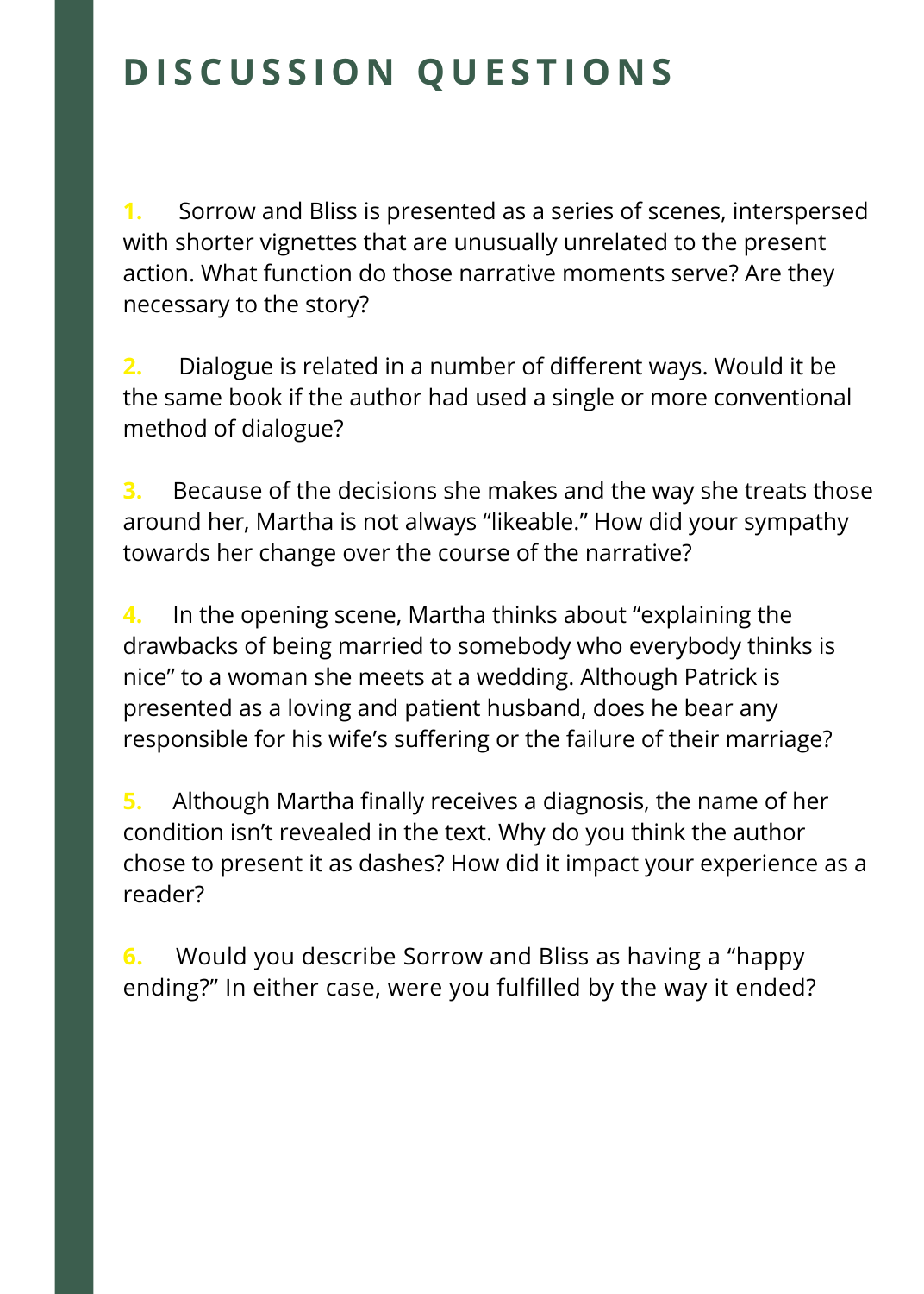# DISCUSSION QUESTIONS

1. Sorrow and Bliss is presented as a series of scenes, interspersed with shorter vignettes that are unusually unrelated to the present action. What function do those narrative moments serve? Are they necessary to the story?

2. Dialogue is related in a number of different ways. Would it be the same book if the author had used a single or more conventional method of dialogue?

3. Because of the decisions she makes and the way she treats those around her, Martha is not always "likeable." How did your sympathy towards her change over the course of the narrative?

4. In the opening scene, Martha thinks about "explaining the drawbacks of being married to somebody who everybody thinks is nice" to a woman she meets at a wedding. Although Patrick is presented as a loving and patient husband, does he bear any responsible for his wife's suffering or the failure of their marriage?

5. Although Martha finally receives a diagnosis, the name of her condition isn't revealed in the text. Why do you think the author chose to present it as dashes? How did it impact your experience as a reader?

6. Would you describe Sorrow and Bliss as having a "happy ending?" In either case, were you fulfilled by the way it ended?